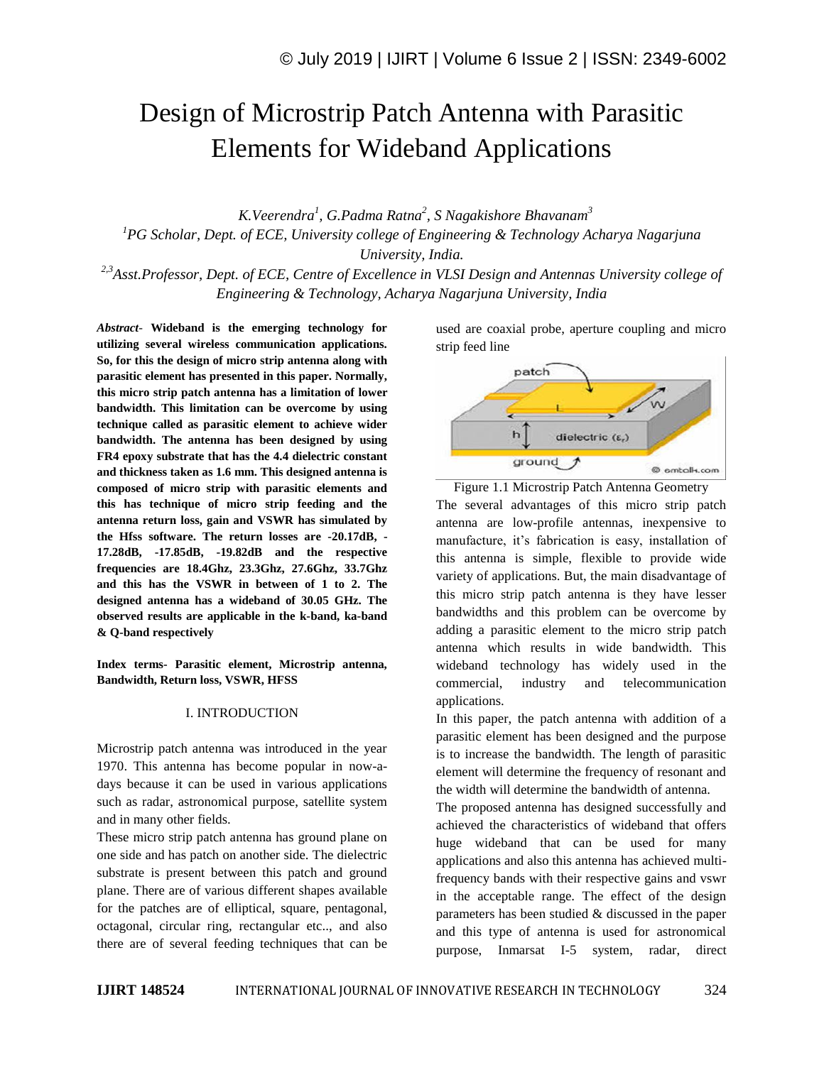# Design of Microstrip Patch Antenna with Parasitic Elements for Wideband Applications

*K.Veerendra[1], G.Padma Ratna[2], S Nagakishore Bhavanam[3]*

*[1]PG Scholar, Dept. of ECE, University college of Engineering & Technology Acharya Nagarjuna University, India.*

*[2,3]Asst.Professor, Dept. of ECE, Centre of Excellence in VLSI Design and Antennas University college of Engineering & Technology, Acharya Nagarjuna University, India*

***Abstract-*** **Wideband is the emerging technology for utilizing several wireless communication applications. So, for this the design of micro strip antenna along with parasitic element has presented in this paper. Normally, this micro strip patch antenna has a limitation of lower bandwidth. This limitation can be overcome by using technique called as parasitic element to achieve wider bandwidth. The antenna has been designed by using FR4 epoxy substrate that has the 4.4 dielectric constant and thickness taken as 1.6 mm. This designed antenna is composed of micro strip with parasitic elements and this has technique of micro strip feeding and the antenna return loss, gain and VSWR has simulated by the Hfss software. The return losses are -20.17dB, -17.28dB, -17.85dB, -19.82dB and the respective frequencies are 18.4Ghz, 23.3Ghz, 27.6Ghz, 33.7Ghz and this has the VSWR in between of 1 to 2. The designed antenna has a wideband of 30.05 GHz. The observed results are applicable in the k-band, ka-band & Q-band respectively**

**Index terms- Parasitic element, Microstrip antenna, Bandwidth, Return loss, VSWR, HFSS**

## I. INTRODUCTION

Microstrip patch antenna was introduced in the year 1970. This antenna has become popular in now-a-days because it can be used in various applications such as radar, astronomical purpose, satellite system and in many other fields.

These micro strip patch antenna has ground plane on one side and has patch on another side. The dielectric substrate is present between this patch and ground plane. There are of various different shapes available for the patches are of elliptical, square, pentagonal, octagonal, circular ring, rectangular etc.., and also there are of several feeding techniques that can be used are coaxial probe, aperture coupling and micro strip feed line

Figure 1.1 Microstrip Patch Antenna Geometry

The several advantages of this micro strip patch antenna are low-profile antennas, inexpensive to manufacture, it's fabrication is easy, installation of this antenna is simple, flexible to provide wide variety of applications. But, the main disadvantage of this micro strip patch antenna is they have lesser bandwidths and this problem can be overcome by adding a parasitic element to the micro strip patch antenna which results in wide bandwidth. This wideband technology has widely used in the commercial, industry and telecommunication applications.

In this paper, the patch antenna with addition of a parasitic element has been designed and the purpose is to increase the bandwidth. The length of parasitic element will determine the frequency of resonant and the width will determine the bandwidth of antenna.

The proposed antenna has designed successfully and achieved the characteristics of wideband that offers huge wideband that can be used for many applications and also this antenna has achieved multi-frequency bands with their respective gains and vswr in the acceptable range. The effect of the design parameters has been studied & discussed in the paper and this type of antenna is used for astronomical purpose, Inmarsat I-5 system, radar, direct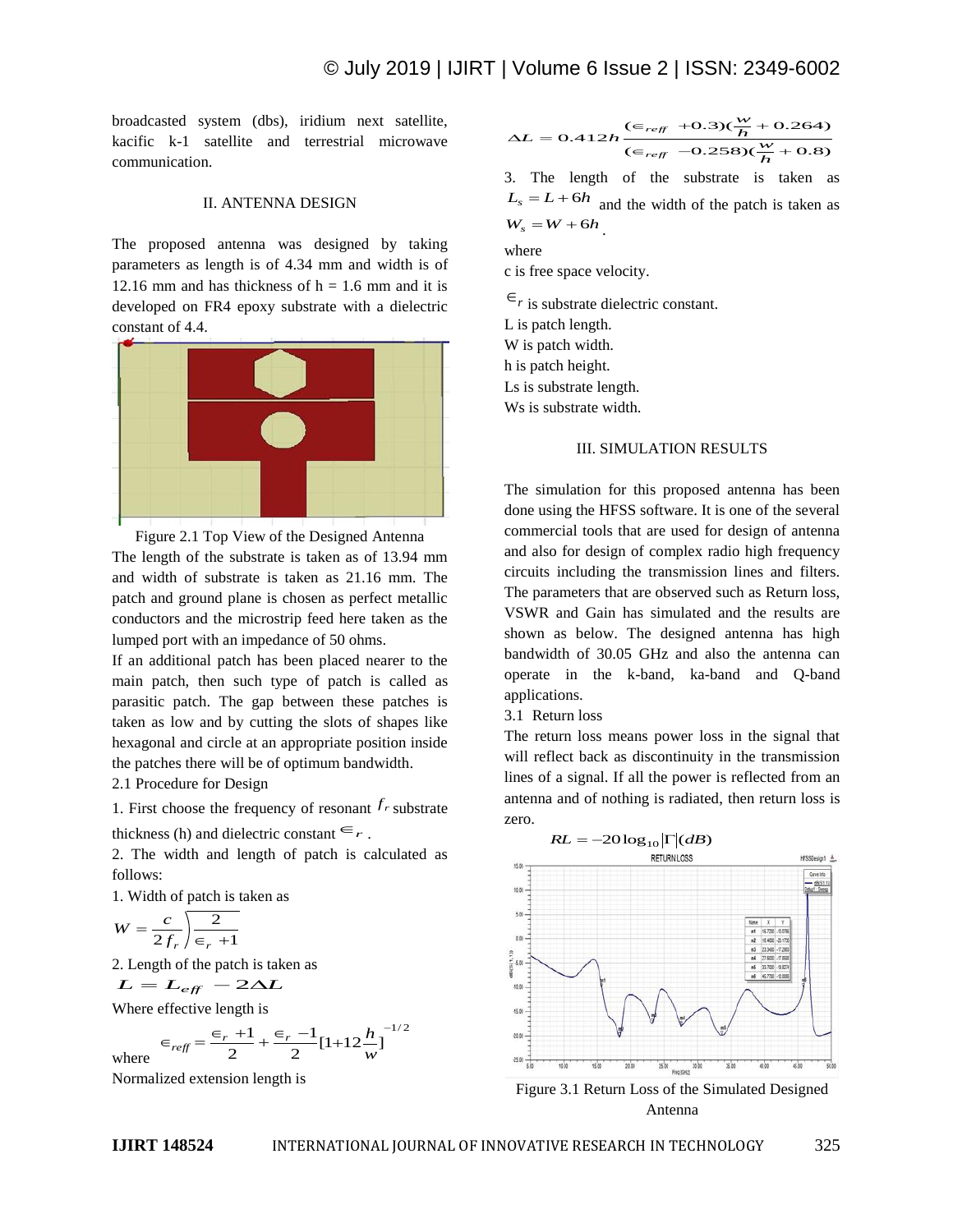broadcasted system (dbs), iridium next satellite, kacific k-1 satellite and terrestrial microwave communication.

## II. ANTENNA DESIGN

The proposed antenna was designed by taking parameters as length is of 4.34 mm and width is of 12.16 mm and has thickness of h = 1.6 mm and it is developed on FR4 epoxy substrate with a dielectric constant of 4.4.

Figure 2.1 Top View of the Designed Antenna

The length of the substrate is taken as of 13.94 mm and width of substrate is taken as 21.16 mm. The patch and ground plane is chosen as perfect metallic conductors and the microstrip feed here taken as the lumped port with an impedance of 50 ohms.

If an additional patch has been placed nearer to the main patch, then such type of patch is called as parasitic patch. The gap between these patches is taken as low and by cutting the slots of shapes like hexagonal and circle at an appropriate position inside the patches there will be of optimum bandwidth.

2.1 Procedure for Design

1. First choose the frequency of resonant $f_r$ substrate thickness (h) and dielectric constant $\in_r$ .

2. The width and length of patch is calculated as follows:

1. Width of patch is taken as

$$W = \frac{c}{2f_r}\sqrt{\frac{2}{\in_r + 1}}$$

2. Length of the patch is taken as

$$L = L_{eff} - 2\Delta L$$

Where effective length is

$$\in_{reff} = \frac{\in_r + 1}{2} + \frac{\in_r - 1}{2}\left[1 + 12\frac{h}{w}\right]^{-1/2}$$

where

Normalized extension length is

$$\Delta L = 0.412h\frac{(\in_{reff} + 0.3)(\frac{w}{h} + 0.264)}{(\in_{reff} - 0.258)(\frac{w}{h} + 0.8)}$$

3. The length of the substrate is taken as $L_s = L + 6h$ and the width of the patch is taken as $W_s = W + 6h$ .

where

c is free space velocity.

$\in_r$ is substrate dielectric constant.

L is patch length.

W is patch width.

h is patch height.

Ls is substrate length.

Ws is substrate width.

## III. SIMULATION RESULTS

The simulation for this proposed antenna has been done using the HFSS software. It is one of the several commercial tools that are used for design of antenna and also for design of complex radio high frequency circuits including the transmission lines and filters. The parameters that are observed such as Return loss, VSWR and Gain has simulated and the results are shown as below. The designed antenna has high bandwidth of 30.05 GHz and also the antenna can operate in the k-band, ka-band and Q-band applications.

3.1 Return loss

The return loss means power loss in the signal that will reflect back as discontinuity in the transmission lines of a signal. If all the power is reflected from an antenna and of nothing is radiated, then return loss is zero.

$$RL = -20\log_{10}|\Gamma|(dB)$$

Figure 3.1 Return Loss of the Simulated Designed Antenna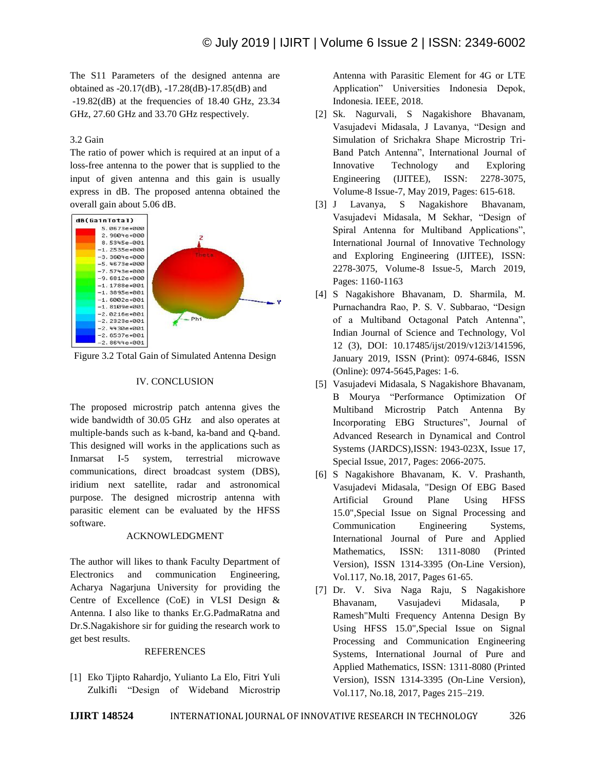The S11 Parameters of the designed antenna are obtained as -20.17(dB), -17.28(dB)-17.85(dB) and -19.82(dB) at the frequencies of 18.40 GHz, 23.34 GHz, 27.60 GHz and 33.70 GHz respectively.

### 3.2 Gain

The ratio of power which is required at an input of a loss-free antenna to the power that is supplied to the input of given antenna and this gain is usually express in dB. The proposed antenna obtained the overall gain about 5.06 dB.

Figure 3.2 Total Gain of Simulated Antenna Design

## IV. CONCLUSION

The proposed microstrip patch antenna gives the wide bandwidth of 30.05 GHz and also operates at multiple-bands such as k-band, ka-band and Q-band. This designed will works in the applications such as Inmarsat I-5 system, terrestrial microwave communications, direct broadcast system (DBS), iridium next satellite, radar and astronomical purpose. The designed microstrip antenna with parasitic element can be evaluated by the HFSS software.

## ACKNOWLEDGMENT

The author will likes to thank Faculty Department of Electronics and communication Engineering, Acharya Nagarjuna University for providing the Centre of Excellence (CoE) in VLSI Design & Antenna. I also like to thanks Er.G.PadmaRatna and Dr.S.Nagakishore sir for guiding the research work to get best results.

## REFERENCES

[1] Eko Tjipto Rahardjo, Yulianto La Elo, Fitri Yuli Zulkifli "Design of Wideband Microstrip Antenna with Parasitic Element for 4G or LTE Application" Universities Indonesia Depok, Indonesia. IEEE, 2018.

[2] Sk. Nagurvali, S Nagakishore Bhavanam, Vasujadevi Midasala, J Lavanya, "Design and Simulation of Srichakra Shape Microstrip Tri-Band Patch Antenna", International Journal of Innovative Technology and Exploring Engineering (IJITEE), ISSN: 2278-3075, Volume-8 Issue-7, May 2019, Pages: 615-618.

[3] J Lavanya, S Nagakishore Bhavanam, Vasujadevi Midasala, M Sekhar, "Design of Spiral Antenna for Multiband Applications", International Journal of Innovative Technology and Exploring Engineering (IJITEE), ISSN: 2278-3075, Volume-8 Issue-5, March 2019, Pages: 1160-1163

[4] S Nagakishore Bhavanam, D. Sharmila, M. Purnachandra Rao, P. S. V. Subbarao, "Design of a Multiband Octagonal Patch Antenna", Indian Journal of Science and Technology, Vol 12 (3), DOI: 10.17485/ijst/2019/v12i3/141596, January 2019, ISSN (Print): 0974-6846, ISSN (Online): 0974-5645,Pages: 1-6.

[5] Vasujadevi Midasala, S Nagakishore Bhavanam, B Mourya "Performance Optimization Of Multiband Microstrip Patch Antenna By Incorporating EBG Structures", Journal of Advanced Research in Dynamical and Control Systems (JARDCS),ISSN: 1943-023X, Issue 17, Special Issue, 2017, Pages: 2066-2075.

[6] S Nagakishore Bhavanam, K. V. Prashanth, Vasujadevi Midasala, "Design Of EBG Based Artificial Ground Plane Using HFSS 15.0",Special Issue on Signal Processing and Communication Engineering Systems, International Journal of Pure and Applied Mathematics, ISSN: 1311-8080 (Printed Version), ISSN 1314-3395 (On-Line Version), Vol.117, No.18, 2017, Pages 61-65.

[7] Dr. V. Siva Naga Raju, S Nagakishore Bhavanam, Vasujadevi Midasala, P Ramesh"Multi Frequency Antenna Design By Using HFSS 15.0",Special Issue on Signal Processing and Communication Engineering Systems, International Journal of Pure and Applied Mathematics, ISSN: 1311-8080 (Printed Version), ISSN 1314-3395 (On-Line Version), Vol.117, No.18, 2017, Pages 215–219.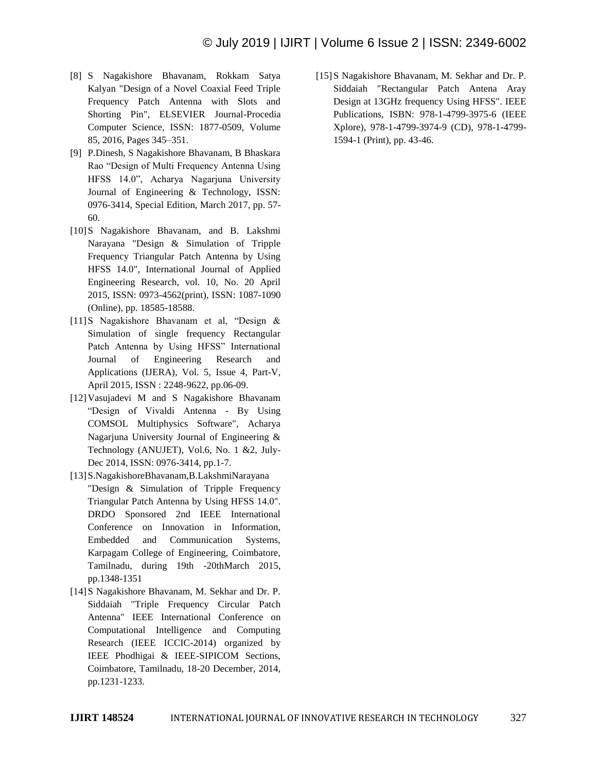[8] S Nagakishore Bhavanam, Rokkam Satya Kalyan "Design of a Novel Coaxial Feed Triple Frequency Patch Antenna with Slots and Shorting Pin", ELSEVIER Journal-Procedia Computer Science, ISSN: 1877-0509, Volume 85, 2016, Pages 345–351.

[9] P.Dinesh, S Nagakishore Bhavanam, B Bhaskara Rao "Design of Multi Frequency Antenna Using HFSS 14.0", Acharya Nagarjuna University Journal of Engineering & Technology, ISSN: 0976-3414, Special Edition, March 2017, pp. 57-60.

[10] S Nagakishore Bhavanam, and B. Lakshmi Narayana "Design & Simulation of Tripple Frequency Triangular Patch Antenna by Using HFSS 14.0", International Journal of Applied Engineering Research, vol. 10, No. 20 April 2015, ISSN: 0973-4562(print), ISSN: 1087-1090 (Online), pp. 18585-18588.

[11] S Nagakishore Bhavanam et al, "Design & Simulation of single frequency Rectangular Patch Antenna by Using HFSS" International Journal of Engineering Research and Applications (IJERA), Vol. 5, Issue 4, Part-V, April 2015, ISSN : 2248-9622, pp.06-09.

[12] Vasujadevi M and S Nagakishore Bhavanam "Design of Vivaldi Antenna - By Using COMSOL Multiphysics Software", Acharya Nagarjuna University Journal of Engineering & Technology (ANUJET), Vol.6, No. 1 &2, July-Dec 2014, ISSN: 0976-3414, pp.1-7.

[13] S.NagakishoreBhavanam,B.LakshmiNarayana "Design & Simulation of Tripple Frequency Triangular Patch Antenna by Using HFSS 14.0". DRDO Sponsored 2nd IEEE International Conference on Innovation in Information, Embedded and Communication Systems, Karpagam College of Engineering, Coimbatore, Tamilnadu, during 19th -20thMarch 2015, pp.1348-1351

[14] S Nagakishore Bhavanam, M. Sekhar and Dr. P. Siddaiah "Triple Frequency Circular Patch Antenna" IEEE International Conference on Computational Intelligence and Computing Research (IEEE ICCIC-2014) organized by IEEE Phodhigai & IEEE-SIPICOM Sections, Coimbatore, Tamilnadu, 18-20 December, 2014, pp.1231-1233.

[15] S Nagakishore Bhavanam, M. Sekhar and Dr. P. Siddaiah "Rectangular Patch Antena Aray Design at 13GHz frequency Using HFSS". IEEE Publications, ISBN: 978-1-4799-3975-6 (IEEE Xplore), 978-1-4799-3974-9 (CD), 978-1-4799-1594-1 (Print), pp. 43-46.